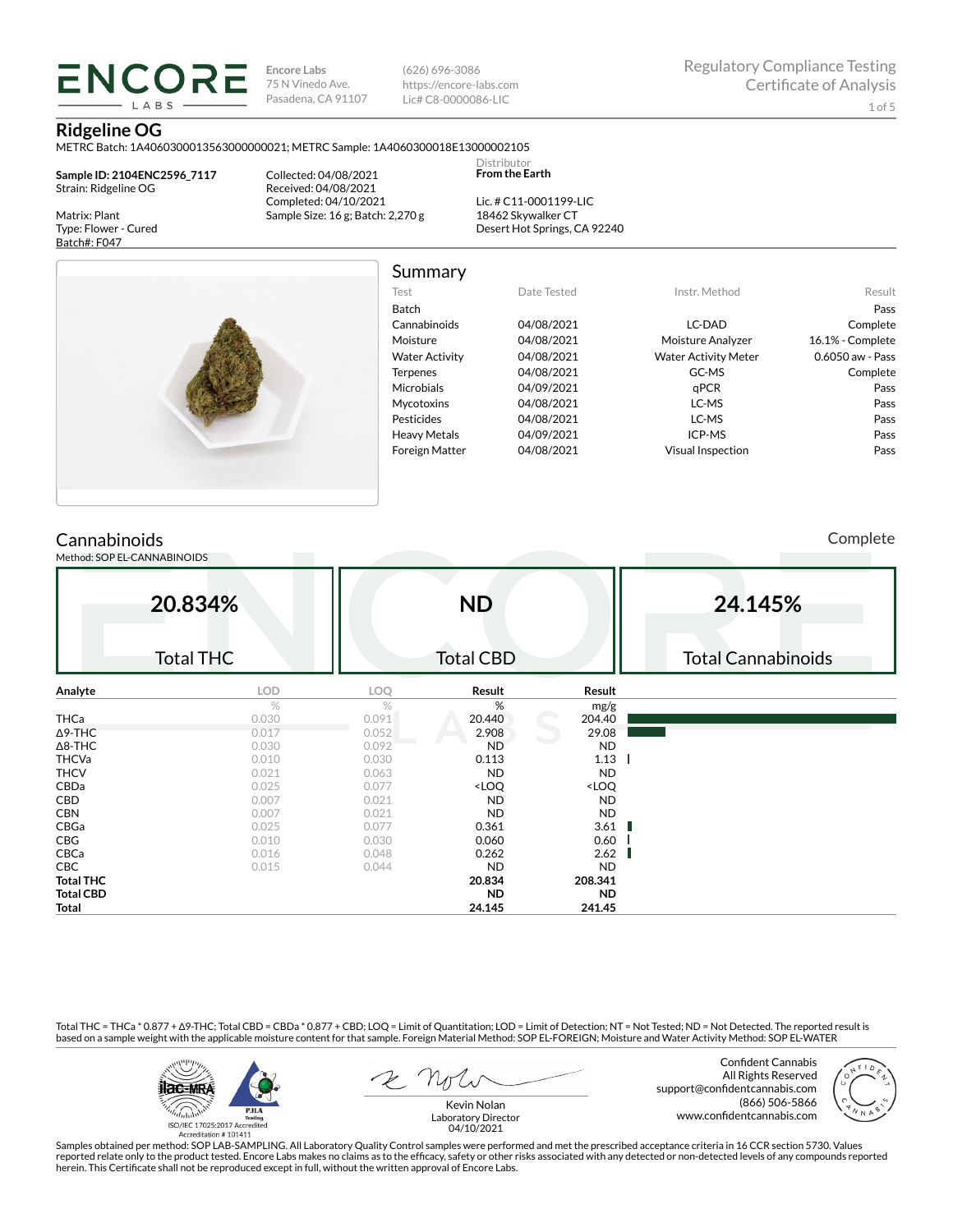ENCORE LABS

Encore Labs
75 N Vinedo Ave.
Pasadena, CA 91107

(626) 696-3086
https://encore-labs.com
Lic# C8-0000086-LIC

Regulatory Compliance Testing
Certificate of Analysis

# Ridgeline OG

METRC Batch: 1A4060300013563000000021; METRC Sample: 1A4060300018E13000002105

**Sample ID: 2104ENC2596_7117**
Strain: Ridgeline OG

Matrix: Plant
Type: Flower - Cured
Batch#: F047

Collected: 04/08/2021
Received: 04/08/2021
Completed: 04/10/2021
Sample Size: 16 g; Batch: 2,270 g

Distributor
**From the Earth**

Lic. # C11-0001199-LIC
18462 Skywalker CT
Desert Hot Springs, CA 92240

## Summary

| Test | Date Tested | Instr. Method | Result |
|---|---|---|---|
| Batch | | | Pass |
| Cannabinoids | 04/08/2021 | LC-DAD | Complete |
| Moisture | 04/08/2021 | Moisture Analyzer | 16.1% - Complete |
| Water Activity | 04/08/2021 | Water Activity Meter | 0.6050 aw - Pass |
| Terpenes | 04/08/2021 | GC-MS | Complete |
| Microbials | 04/09/2021 | qPCR | Pass |
| Mycotoxins | 04/08/2021 | LC-MS | Pass |
| Pesticides | 04/08/2021 | LC-MS | Pass |
| Heavy Metals | 04/09/2021 | ICP-MS | Pass |
| Foreign Matter | 04/08/2021 | Visual Inspection | Pass |

## Cannabinoids

Complete

Method: SOP EL-CANNABINOIDS

| 20.834% | ND | 24.145% |
|---|---|---|
| Total THC | Total CBD | Total Cannabinoids |

| Analyte | LOD | LOQ | Result | Result |
|---|---|---|---|---|
| | % | % | % | mg/g |
| THCa | 0.030 | 0.091 | 20.440 | 204.40 |
| Δ9-THC | 0.017 | 0.052 | 2.908 | 29.08 |
| Δ8-THC | 0.030 | 0.092 | ND | ND |
| THCVa | 0.010 | 0.030 | 0.113 | 1.13 |
| THCV | 0.021 | 0.063 | ND | ND |
| CBDa | 0.025 | 0.077 | <LOQ | <LOQ |
| CBD | 0.007 | 0.021 | ND | ND |
| CBN | 0.007 | 0.021 | ND | ND |
| CBGa | 0.025 | 0.077 | 0.361 | 3.61 |
| CBG | 0.010 | 0.030 | 0.060 | 0.60 |
| CBCa | 0.016 | 0.048 | 0.262 | 2.62 |
| CBC | 0.015 | 0.044 | ND | ND |
| **Total THC** | | | **20.834** | **208.341** |
| **Total CBD** | | | **ND** | **ND** |
| **Total** | | | **24.145** | **241.45** |

Total THC = THCa * 0.877 + Δ9-THC; Total CBD = CBDa * 0.877 + CBD; LOQ = Limit of Quantitation; LOD = Limit of Detection; NT = Not Tested; ND = Not Detected. The reported result is based on a sample weight with the applicable moisture content for that sample. Foreign Material Method: SOP EL-FOREIGN; Moisture and Water Activity Method: SOP EL-WATER

ISO/IEC 17025:2017 Accredited
Accreditation # 101411

Kevin Nolan
Laboratory Director
04/10/2021

Confident Cannabis
All Rights Reserved
support@confidentcannabis.com
(866) 506-5866
www.confidentcannabis.com

Samples obtained per method: SOP LAB-SAMPLING. All Laboratory Quality Control samples were performed and met the prescribed acceptance criteria in 16 CCR section 5730. Values reported relate only to the product tested. Encore Labs makes no claims as to the efficacy, safety or other risks associated with any detected or non-detected levels of any compounds reported herein. This Certificate shall not be reproduced except in full, without the written approval of Encore Labs.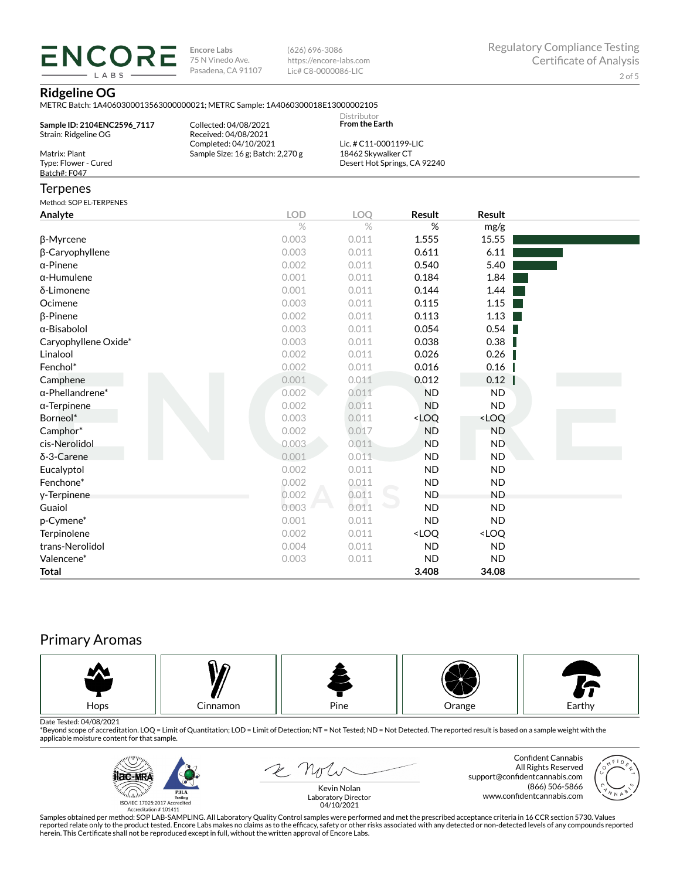ENCORE LABS

Encore Labs
75 N Vinedo Ave.
Pasadena, CA 91107

(626) 696-3086
https://encore-labs.com
Lic# C8-0000086-LIC

Regulatory Compliance Testing
Certificate of Analysis

## Ridgeline OG

METRC Batch: 1A4060300013563000000021; METRC Sample: 1A4060300018E13000002105

**Sample ID: 2104ENC2596_7117**
Strain: Ridgeline OG

Matrix: Plant
Type: Flower - Cured
Batch#: F047

Collected: 04/08/2021
Received: 04/08/2021
Completed: 04/10/2021
Sample Size: 16 g; Batch: 2,270 g

Distributor
**From the Earth**

Lic. # C11-0001199-LIC
18462 Skywalker CT
Desert Hot Springs, CA 92240

## Terpenes

Method: SOP EL-TERPENES

| Analyte | LOD | LOQ | Result | Result |
|---|---|---|---|---|
| | % | % | % | mg/g |
| β-Myrcene | 0.003 | 0.011 | 1.555 | 15.55 |
| β-Caryophyllene | 0.003 | 0.011 | 0.611 | 6.11 |
| α-Pinene | 0.002 | 0.011 | 0.540 | 5.40 |
| α-Humulene | 0.001 | 0.011 | 0.184 | 1.84 |
| δ-Limonene | 0.001 | 0.011 | 0.144 | 1.44 |
| Ocimene | 0.003 | 0.011 | 0.115 | 1.15 |
| β-Pinene | 0.002 | 0.011 | 0.113 | 1.13 |
| α-Bisabolol | 0.003 | 0.011 | 0.054 | 0.54 |
| Caryophyllene Oxide* | 0.003 | 0.011 | 0.038 | 0.38 |
| Linalool | 0.002 | 0.011 | 0.026 | 0.26 |
| Fenchol* | 0.002 | 0.011 | 0.016 | 0.16 |
| Camphene | 0.001 | 0.011 | 0.012 | 0.12 |
| α-Phellandrene* | 0.002 | 0.011 | ND | ND |
| α-Terpinene | 0.002 | 0.011 | ND | ND |
| Borneol* | 0.003 | 0.011 | <LOQ | <LOQ |
| Camphor* | 0.002 | 0.017 | ND | ND |
| cis-Nerolidol | 0.003 | 0.011 | ND | ND |
| δ-3-Carene | 0.001 | 0.011 | ND | ND |
| Eucalyptol | 0.002 | 0.011 | ND | ND |
| Fenchone* | 0.002 | 0.011 | ND | ND |
| γ-Terpinene | 0.002 | 0.011 | ND | ND |
| Guaiol | 0.003 | 0.011 | ND | ND |
| p-Cymene* | 0.001 | 0.011 | ND | ND |
| Terpinolene | 0.002 | 0.011 | <LOQ | <LOQ |
| trans-Nerolidol | 0.004 | 0.011 | ND | ND |
| Valencene* | 0.003 | 0.011 | ND | ND |
| **Total** | | | **3.408** | **34.08** |

## Primary Aromas

Hops | Cinnamon | Pine | Orange | Earthy

Date Tested: 04/08/2021
*Beyond scope of accreditation. LOQ = Limit of Quantitation; LOD = Limit of Detection; NT = Not Tested; ND = Not Detected. The reported result is based on a sample weight with the applicable moisture content for that sample.

ISO/IEC 17025:2017 Accredited
Accreditation # 101411

Kevin Nolan
Laboratory Director
04/10/2021

Confident Cannabis
All Rights Reserved
support@confidentcannabis.com
(866) 506-5866
www.confidentcannabis.com

Samples obtained per method: SOP LAB-SAMPLING. All Laboratory Quality Control samples were performed and met the prescribed acceptance criteria in 16 CCR section 5730. Values reported relate only to the product tested. Encore Labs makes no claims as to the efficacy, safety or other risks associated with any detected or non-detected levels of any compounds reported herein. This Certificate shall not be reproduced except in full, without the written approval of Encore Labs.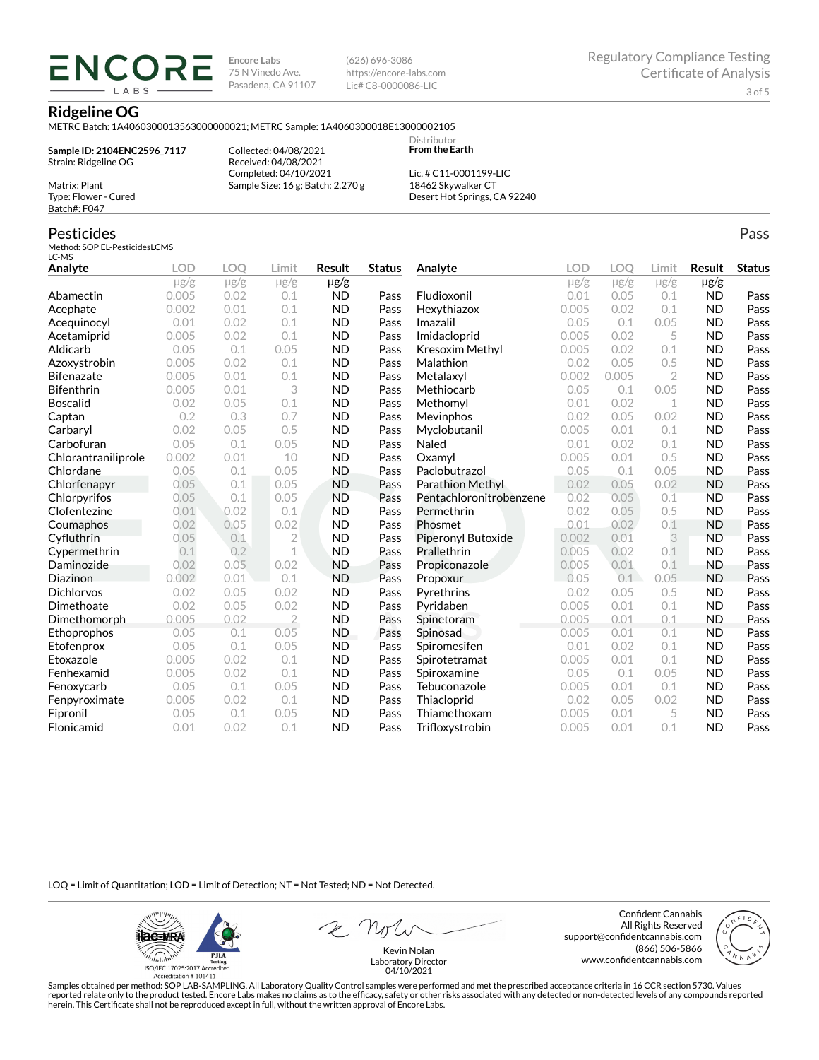**ENCORE LABS**

Encore Labs
75 N Vinedo Ave.
Pasadena, CA 91107

(626) 696-3086
https://encore-labs.com
Lic# C8-0000086-LIC

Regulatory Compliance Testing
Certificate of Analysis

## Ridgeline OG

METRC Batch: 1A4060300013563000000021; METRC Sample: 1A4060300018E13000002105

**Sample ID: 2104ENC2596_7117**
Strain: Ridgeline OG

Matrix: Plant
Type: Flower - Cured
Batch#: F047

Collected: 04/08/2021
Received: 04/08/2021
Completed: 04/10/2021
Sample Size: 16 g; Batch: 2,270 g

Distributor
**From the Earth**

Lic. # C11-0001199-LIC
18462 Skywalker CT
Desert Hot Springs, CA 92240

## Pesticides

Pass

Method: SOP EL-PesticidesLCMS
LC-MS

| Analyte | LOD | LOQ | Limit | Result | Status |
|---|---|---|---|---|---|
| | μg/g | μg/g | μg/g | μg/g | |
| Abamectin | 0.005 | 0.02 | 0.1 | ND | Pass |
| Acephate | 0.002 | 0.01 | 0.1 | ND | Pass |
| Acequinocyl | 0.01 | 0.02 | 0.1 | ND | Pass |
| Acetamiprid | 0.005 | 0.02 | 0.1 | ND | Pass |
| Aldicarb | 0.05 | 0.1 | 0.05 | ND | Pass |
| Azoxystrobin | 0.005 | 0.02 | 0.1 | ND | Pass |
| Bifenazate | 0.005 | 0.01 | 0.1 | ND | Pass |
| Bifenthrin | 0.005 | 0.01 | 3 | ND | Pass |
| Boscalid | 0.02 | 0.05 | 0.1 | ND | Pass |
| Captan | 0.2 | 0.3 | 0.7 | ND | Pass |
| Carbaryl | 0.02 | 0.05 | 0.5 | ND | Pass |
| Carbofuran | 0.05 | 0.1 | 0.05 | ND | Pass |
| Chlorantraniliprole | 0.002 | 0.01 | 10 | ND | Pass |
| Chlordane | 0.05 | 0.1 | 0.05 | ND | Pass |
| Chlorfenapyr | 0.05 | 0.1 | 0.05 | ND | Pass |
| Chlorpyrifos | 0.05 | 0.1 | 0.05 | ND | Pass |
| Clofentezine | 0.01 | 0.02 | 0.1 | ND | Pass |
| Coumaphos | 0.02 | 0.05 | 0.02 | ND | Pass |
| Cyfluthrin | 0.05 | 0.1 | 2 | ND | Pass |
| Cypermethrin | 0.1 | 0.2 | 1 | ND | Pass |
| Daminozide | 0.02 | 0.05 | 0.02 | ND | Pass |
| Diazinon | 0.002 | 0.01 | 0.1 | ND | Pass |
| Dichlorvos | 0.02 | 0.05 | 0.02 | ND | Pass |
| Dimethoate | 0.02 | 0.05 | 0.02 | ND | Pass |
| Dimethomorph | 0.005 | 0.02 | 2 | ND | Pass |
| Ethoprophos | 0.05 | 0.1 | 0.05 | ND | Pass |
| Etofenprox | 0.05 | 0.1 | 0.05 | ND | Pass |
| Etoxazole | 0.005 | 0.02 | 0.1 | ND | Pass |
| Fenhexamid | 0.005 | 0.02 | 0.1 | ND | Pass |
| Fenoxycarb | 0.05 | 0.1 | 0.05 | ND | Pass |
| Fenpyroximate | 0.005 | 0.02 | 0.1 | ND | Pass |
| Fipronil | 0.05 | 0.1 | 0.05 | ND | Pass |
| Flonicamid | 0.01 | 0.02 | 0.1 | ND | Pass |
| Fludioxonil | 0.01 | 0.05 | 0.1 | ND | Pass |
| Hexythiazox | 0.005 | 0.02 | 0.1 | ND | Pass |
| Imazalil | 0.05 | 0.1 | 0.05 | ND | Pass |
| Imidacloprid | 0.005 | 0.02 | 5 | ND | Pass |
| Kresoxim Methyl | 0.005 | 0.02 | 0.1 | ND | Pass |
| Malathion | 0.02 | 0.05 | 0.5 | ND | Pass |
| Metalaxyl | 0.002 | 0.005 | 2 | ND | Pass |
| Methiocarb | 0.05 | 0.1 | 0.05 | ND | Pass |
| Methomyl | 0.01 | 0.02 | 1 | ND | Pass |
| Mevinphos | 0.02 | 0.05 | 0.02 | ND | Pass |
| Myclobutanil | 0.005 | 0.01 | 0.1 | ND | Pass |
| Naled | 0.01 | 0.02 | 0.1 | ND | Pass |
| Oxamyl | 0.005 | 0.01 | 0.5 | ND | Pass |
| Paclobutrazol | 0.05 | 0.1 | 0.05 | ND | Pass |
| Parathion Methyl | 0.02 | 0.05 | 0.02 | ND | Pass |
| Pentachloronitrobenzene | 0.02 | 0.05 | 0.1 | ND | Pass |
| Permethrin | 0.02 | 0.05 | 0.5 | ND | Pass |
| Phosmet | 0.01 | 0.02 | 0.1 | ND | Pass |
| Piperonyl Butoxide | 0.002 | 0.01 | 3 | ND | Pass |
| Prallethrin | 0.005 | 0.02 | 0.1 | ND | Pass |
| Propiconazole | 0.005 | 0.01 | 0.1 | ND | Pass |
| Propoxur | 0.05 | 0.1 | 0.05 | ND | Pass |
| Pyrethrins | 0.02 | 0.05 | 0.5 | ND | Pass |
| Pyridaben | 0.005 | 0.01 | 0.1 | ND | Pass |
| Spinetoram | 0.005 | 0.01 | 0.1 | ND | Pass |
| Spinosad | 0.005 | 0.01 | 0.1 | ND | Pass |
| Spiromesifen | 0.01 | 0.02 | 0.1 | ND | Pass |
| Spirotetramat | 0.005 | 0.01 | 0.1 | ND | Pass |
| Spiroxamine | 0.05 | 0.1 | 0.05 | ND | Pass |
| Tebuconazole | 0.005 | 0.01 | 0.1 | ND | Pass |
| Thiacloprid | 0.02 | 0.05 | 0.02 | ND | Pass |
| Thiamethoxam | 0.005 | 0.01 | 5 | ND | Pass |
| Trifloxystrobin | 0.005 | 0.01 | 0.1 | ND | Pass |

LOQ = Limit of Quantitation; LOD = Limit of Detection; NT = Not Tested; ND = Not Detected.

ISO/IEC 17025:2017 Accredited
Accreditation # 101411

Kevin Nolan
Laboratory Director
04/10/2021

Confident Cannabis
All Rights Reserved
support@confidentcannabis.com
(866) 506-5866
www.confidentcannabis.com

Samples obtained per method: SOP LAB-SAMPLING. All Laboratory Quality Control samples were performed and met the prescribed acceptance criteria in 16 CCR section 5730. Values reported relate only to the product tested. Encore Labs makes no claims as to the efficacy, safety or other risks associated with any detected or non-detected levels of any compounds reported herein. This Certificate shall not be reproduced except in full, without the written approval of Encore Labs.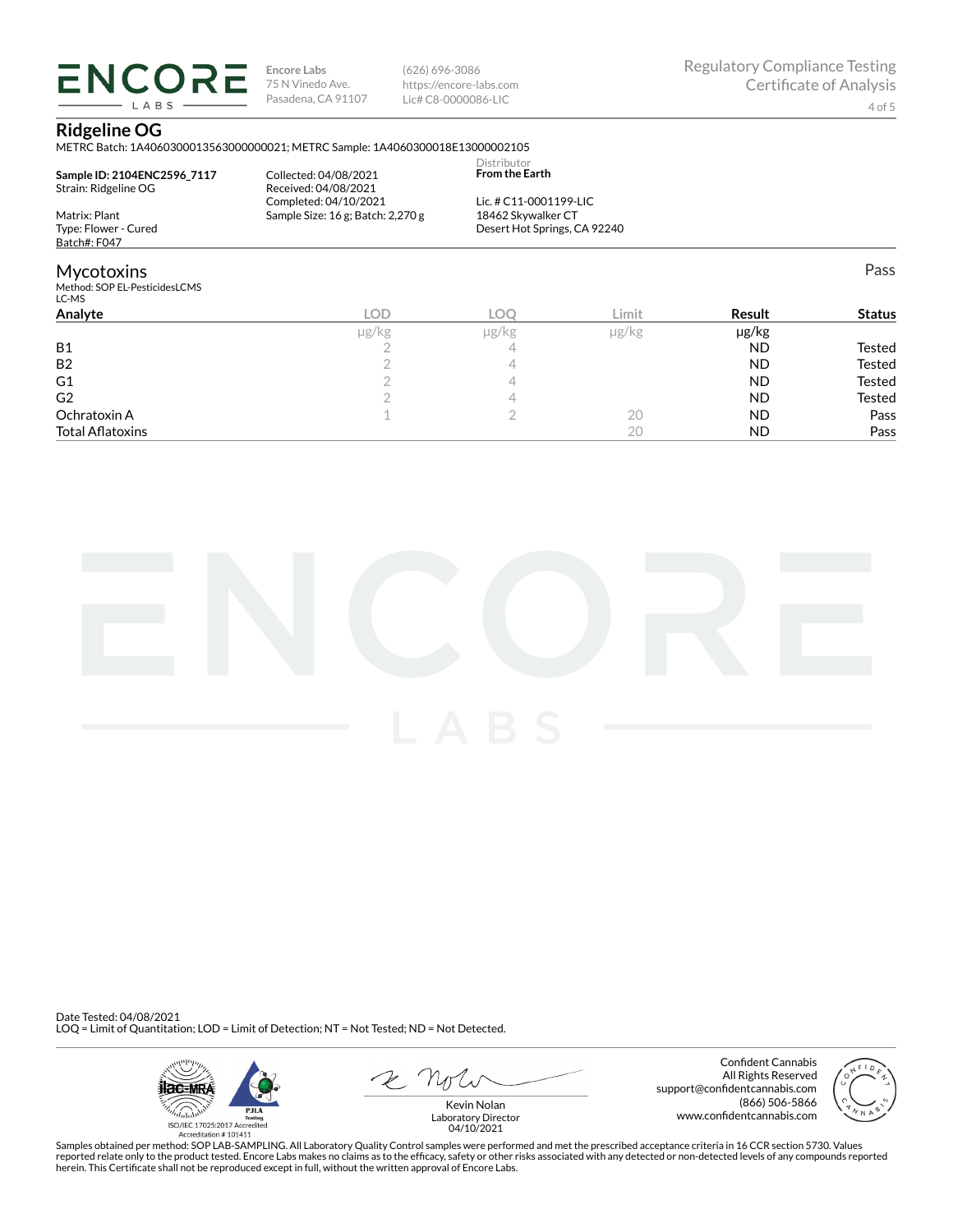Encore Labs
75 N Vinedo Ave.
Pasadena, CA 91107

(626) 696-3086
https://encore-labs.com
Lic# C8-0000086-LIC

Regulatory Compliance Testing
Certificate of Analysis

## Ridgeline OG

METRC Batch: 1A4060300013563000000021; METRC Sample: 1A4060300018E13000002105

**Sample ID: 2104ENC2596_7117**
Strain: Ridgeline OG

Matrix: Plant
Type: Flower - Cured
Batch#: F047

Collected: 04/08/2021
Received: 04/08/2021
Completed: 04/10/2021
Sample Size: 16 g; Batch: 2,270 g

Distributor
**From the Earth**

Lic. # C11-0001199-LIC
18462 Skywalker CT
Desert Hot Springs, CA 92240

## Mycotoxins

Pass

Method: SOP EL-PesticidesLCMS
LC-MS

| Analyte | LOD | LOQ | Limit | Result | Status |
|---|---|---|---|---|---|
| | µg/kg | µg/kg | µg/kg | µg/kg | |
| B1 | 2 | 4 | | ND | Tested |
| B2 | 2 | 4 | | ND | Tested |
| G1 | 2 | 4 | | ND | Tested |
| G2 | 2 | 4 | | ND | Tested |
| Ochratoxin A | 1 | 2 | 20 | ND | Pass |
| Total Aflatoxins | | | 20 | ND | Pass |

Date Tested: 04/08/2021
LOQ = Limit of Quantitation; LOD = Limit of Detection; NT = Not Tested; ND = Not Detected.

ISO/IEC 17025:2017 Accredited
Accreditation # 101411

Kevin Nolan
Laboratory Director
04/10/2021

Confident Cannabis
All Rights Reserved
support@confidentcannabis.com
(866) 506-5866
www.confidentcannabis.com

Samples obtained per method: SOP LAB-SAMPLING. All Laboratory Quality Control samples were performed and met the prescribed acceptance criteria in 16 CCR section 5730. Values reported relate only to the product tested. Encore Labs makes no claims as to the efficacy, safety or other risks associated with any detected or non-detected levels of any compounds reported herein. This Certificate shall not be reproduced except in full, without the written approval of Encore Labs.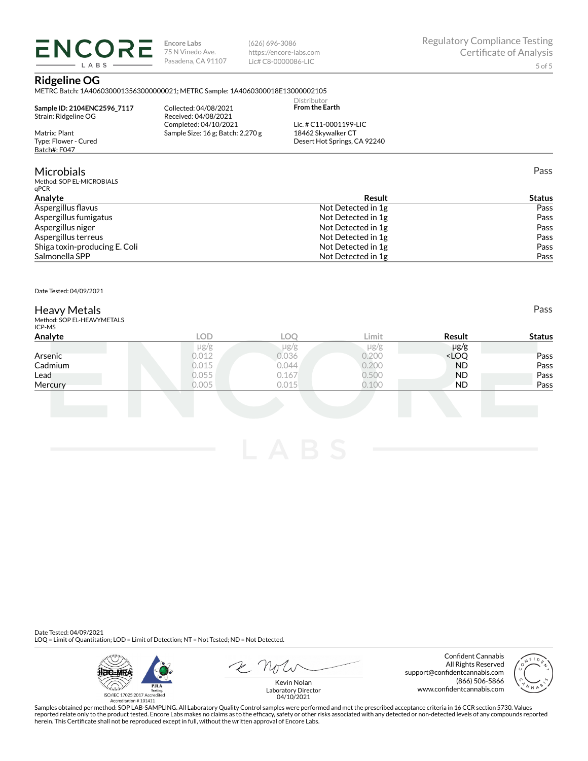**Encore Labs**
75 N Vinedo Ave.
Pasadena, CA 91107

(626) 696-3086
https://encore-labs.com
Lic# C8-0000086-LIC

Regulatory Compliance Testing
Certificate of Analysis

# Ridgeline OG

METRC Batch: 1A4060300013563000000021; METRC Sample: 1A4060300018E13000002105

**Sample ID: 2104ENC2596_7117**
Strain: Ridgeline OG

Matrix: Plant
Type: Flower - Cured
Batch#: F047

Collected: 04/08/2021
Received: 04/08/2021
Completed: 04/10/2021
Sample Size: 16 g; Batch: 2,270 g

Distributor
**From the Earth**

Lic. # C11-0001199-LIC
18462 Skywalker CT
Desert Hot Springs, CA 92240

## Microbials

Pass

Method: SOP EL-MICROBIALS
qPCR

| Analyte | Result | Status |
|---|---|---|
| Aspergillus flavus | Not Detected in 1g | Pass |
| Aspergillus fumigatus | Not Detected in 1g | Pass |
| Aspergillus niger | Not Detected in 1g | Pass |
| Aspergillus terreus | Not Detected in 1g | Pass |
| Shiga toxin-producing E. Coli | Not Detected in 1g | Pass |
| Salmonella SPP | Not Detected in 1g | Pass |

Date Tested: 04/09/2021

## Heavy Metals

Pass

Method: SOP EL-HEAVYMETALS
ICP-MS

| Analyte | LOD | LOQ | Limit | Result | Status |
|---|---|---|---|---|---|
| | µg/g | µg/g | µg/g | µg/g | |
| Arsenic | 0.012 | 0.036 | 0.200 | <LOQ | Pass |
| Cadmium | 0.015 | 0.044 | 0.200 | ND | Pass |
| Lead | 0.055 | 0.167 | 0.500 | ND | Pass |
| Mercury | 0.005 | 0.015 | 0.100 | ND | Pass |

Date Tested: 04/09/2021
LOQ = Limit of Quantitation; LOD = Limit of Detection; NT = Not Tested; ND = Not Detected.

ISO/IEC 17025:2017 Accredited
Accreditation # 101411

Kevin Nolan
Laboratory Director
04/10/2021

Confident Cannabis
All Rights Reserved
support@confidentcannabis.com
(866) 506-5866
www.confidentcannabis.com

Samples obtained per method: SOP LAB-SAMPLING. All Laboratory Quality Control samples were performed and met the prescribed acceptance criteria in 16 CCR section 5730. Values reported relate only to the product tested. Encore Labs makes no claims as to the efficacy, safety or other risks associated with any detected or non-detected levels of any compounds reported herein. This Certificate shall not be reproduced except in full, without the written approval of Encore Labs.